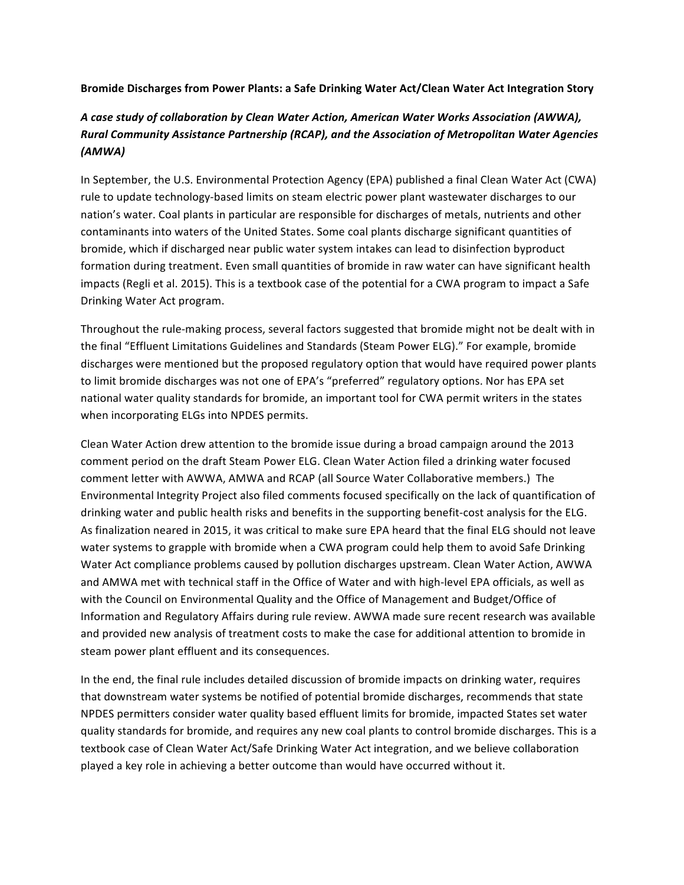**Bromide Discharges from Power Plants: a Safe Drinking Water Act/Clean Water Act Integration Story**

***A case study of collaboration by Clean Water Action, American Water Works Association (AWWA), Rural Community Assistance Partnership (RCAP), and the Association of Metropolitan Water Agencies (AMWA)***

In September, the U.S. Environmental Protection Agency (EPA) published a final Clean Water Act (CWA) rule to update technology-based limits on steam electric power plant wastewater discharges to our nation's water. Coal plants in particular are responsible for discharges of metals, nutrients and other contaminants into waters of the United States. Some coal plants discharge significant quantities of bromide, which if discharged near public water system intakes can lead to disinfection byproduct formation during treatment. Even small quantities of bromide in raw water can have significant health impacts (Regli et al. 2015). This is a textbook case of the potential for a CWA program to impact a Safe Drinking Water Act program.

Throughout the rule-making process, several factors suggested that bromide might not be dealt with in the final "Effluent Limitations Guidelines and Standards (Steam Power ELG)." For example, bromide discharges were mentioned but the proposed regulatory option that would have required power plants to limit bromide discharges was not one of EPA's "preferred" regulatory options. Nor has EPA set national water quality standards for bromide, an important tool for CWA permit writers in the states when incorporating ELGs into NPDES permits.

Clean Water Action drew attention to the bromide issue during a broad campaign around the 2013 comment period on the draft Steam Power ELG. Clean Water Action filed a drinking water focused comment letter with AWWA, AMWA and RCAP (all Source Water Collaborative members.) The Environmental Integrity Project also filed comments focused specifically on the lack of quantification of drinking water and public health risks and benefits in the supporting benefit-cost analysis for the ELG. As finalization neared in 2015, it was critical to make sure EPA heard that the final ELG should not leave water systems to grapple with bromide when a CWA program could help them to avoid Safe Drinking Water Act compliance problems caused by pollution discharges upstream. Clean Water Action, AWWA and AMWA met with technical staff in the Office of Water and with high-level EPA officials, as well as with the Council on Environmental Quality and the Office of Management and Budget/Office of Information and Regulatory Affairs during rule review. AWWA made sure recent research was available and provided new analysis of treatment costs to make the case for additional attention to bromide in steam power plant effluent and its consequences.

In the end, the final rule includes detailed discussion of bromide impacts on drinking water, requires that downstream water systems be notified of potential bromide discharges, recommends that state NPDES permitters consider water quality based effluent limits for bromide, impacted States set water quality standards for bromide, and requires any new coal plants to control bromide discharges. This is a textbook case of Clean Water Act/Safe Drinking Water Act integration, and we believe collaboration played a key role in achieving a better outcome than would have occurred without it.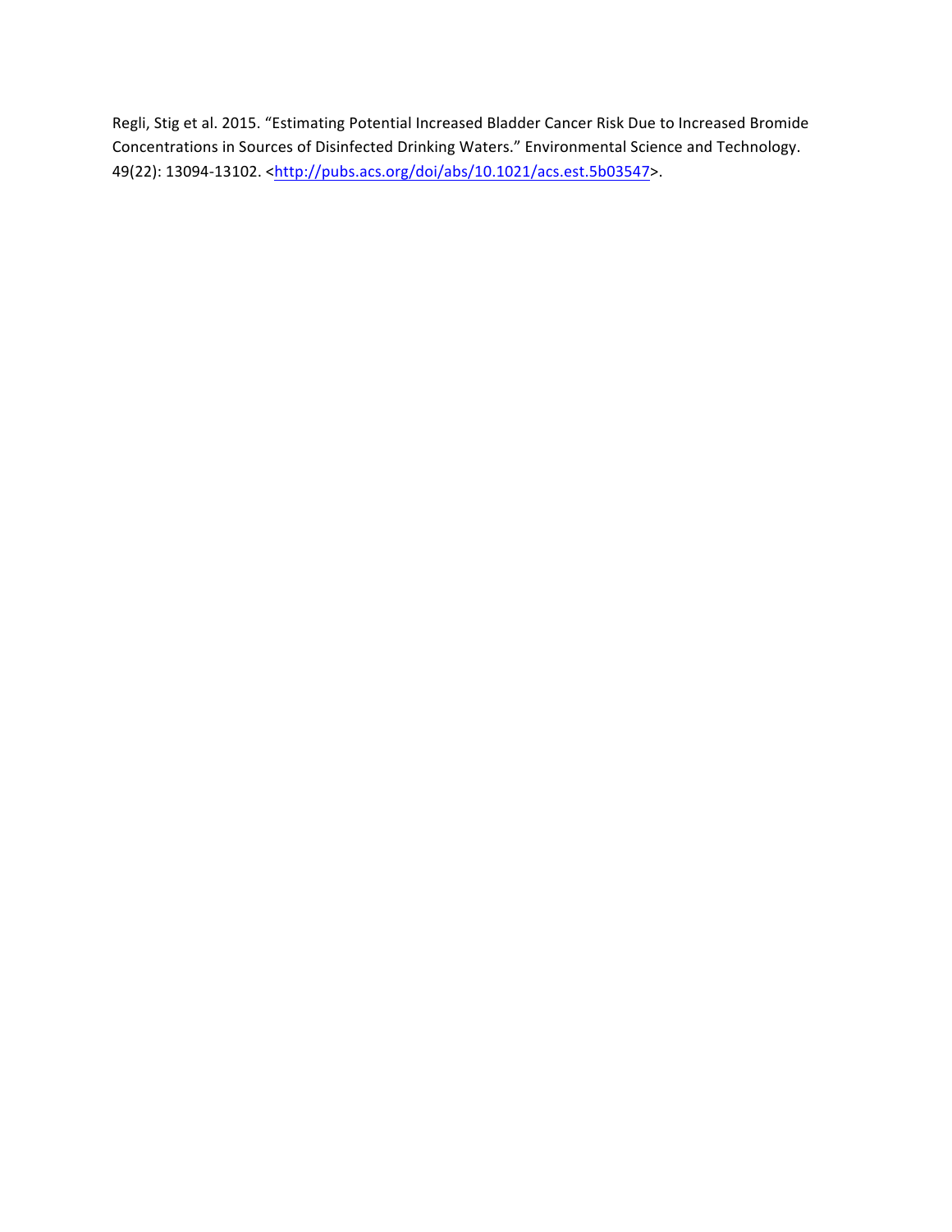Regli, Stig et al. 2015. "Estimating Potential Increased Bladder Cancer Risk Due to Increased Bromide Concentrations in Sources of Disinfected Drinking Waters." Environmental Science and Technology. 49(22): 13094-13102. <http://pubs.acs.org/doi/abs/10.1021/acs.est.5b03547>.